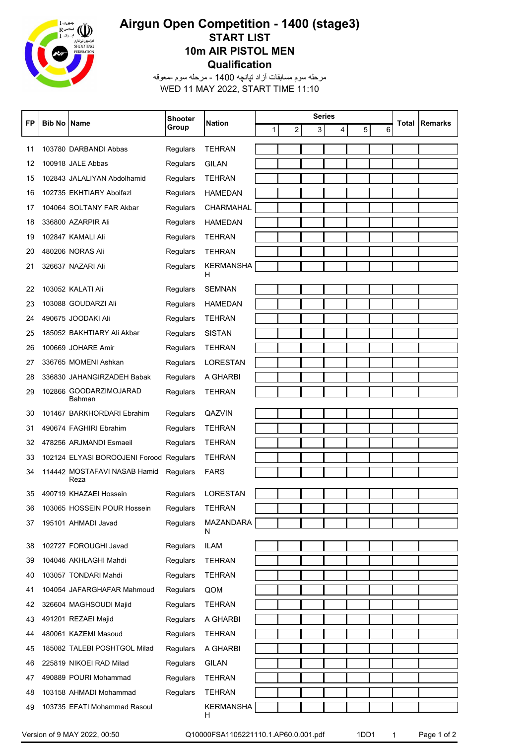# Airgun Open Competition - 1400 (stage3)

## START LIST

## 10m AIR PISTOL MEN

## Qualification

مرحله سوم مسابقات آزاد تپانچه 1400 - مرحله سوم -معوقه

WED 11 MAY 2022, START TIME 11:10

| FP | Bib No | Name | Shooter Group | Nation | Series 1 | 2 | 3 | 4 | 5 | 6 | Total | Remarks |
|---|---|---|---|---|---|---|---|---|---|---|---|---|
| 11 | 103780 | DARBANDI Abbas | Regulars | TEHRAN | | | | | | | | |
| 12 | 100918 | JALE Abbas | Regulars | GILAN | | | | | | | | |
| 15 | 102843 | JALALIYAN Abdolhamid | Regulars | TEHRAN | | | | | | | | |
| 16 | 102735 | EKHTIARY Abolfazl | Regulars | HAMEDAN | | | | | | | | |
| 17 | 104064 | SOLTANY FAR Akbar | Regulars | CHARMAHAL | | | | | | | | |
| 18 | 336800 | AZARPIR Ali | Regulars | HAMEDAN | | | | | | | | |
| 19 | 102847 | KAMALI Ali | Regulars | TEHRAN | | | | | | | | |
| 20 | 480206 | NORAS Ali | Regulars | TEHRAN | | | | | | | | |
| 21 | 326637 | NAZARI Ali | Regulars | KERMANSHAH | | | | | | | | |
| 22 | 103052 | KALATI Ali | Regulars | SEMNAN | | | | | | | | |
| 23 | 103088 | GOUDARZI Ali | Regulars | HAMEDAN | | | | | | | | |
| 24 | 490675 | JOODAKI Ali | Regulars | TEHRAN | | | | | | | | |
| 25 | 185052 | BAKHTIARY Ali Akbar | Regulars | SISTAN | | | | | | | | |
| 26 | 100669 | JOHARE Amir | Regulars | TEHRAN | | | | | | | | |
| 27 | 336765 | MOMENI Ashkan | Regulars | LORESTAN | | | | | | | | |
| 28 | 336830 | JAHANGIRZADEH Babak | Regulars | A GHARBI | | | | | | | | |
| 29 | 102866 | GOODARZIMOJARAD Bahman | Regulars | TEHRAN | | | | | | | | |
| 30 | 101467 | BARKHORDARI Ebrahim | Regulars | QAZVIN | | | | | | | | |
| 31 | 490674 | FAGHIRI Ebrahim | Regulars | TEHRAN | | | | | | | | |
| 32 | 478256 | ARJMANDI Esmaeil | Regulars | TEHRAN | | | | | | | | |
| 33 | 102124 | ELYASI BOROOJENI Forood | Regulars | TEHRAN | | | | | | | | |
| 34 | 114442 | MOSTAFAVI NASAB Hamid Reza | Regulars | FARS | | | | | | | | |
| 35 | 490719 | KHAZAEI Hossein | Regulars | LORESTAN | | | | | | | | |
| 36 | 103065 | HOSSEIN POUR Hossein | Regulars | TEHRAN | | | | | | | | |
| 37 | 195101 | AHMADI Javad | Regulars | MAZANDARAN | | | | | | | | |
| 38 | 102727 | FOROUGHI Javad | Regulars | ILAM | | | | | | | | |
| 39 | 104046 | AKHLAGHI Mahdi | Regulars | TEHRAN | | | | | | | | |
| 40 | 103057 | TONDARI Mahdi | Regulars | TEHRAN | | | | | | | | |
| 41 | 104054 | JAFARGHAFAR Mahmoud | Regulars | QOM | | | | | | | | |
| 42 | 326604 | MAGHSOUDI Majid | Regulars | TEHRAN | | | | | | | | |
| 43 | 491201 | REZAEI Majid | Regulars | A GHARBI | | | | | | | | |
| 44 | 480061 | KAZEMI Masoud | Regulars | TEHRAN | | | | | | | | |
| 45 | 185082 | TALEBI POSHTGOL Milad | Regulars | A GHARBI | | | | | | | | |
| 46 | 225819 | NIKOEI RAD Milad | Regulars | GILAN | | | | | | | | |
| 47 | 490889 | POURI Mohammad | Regulars | TEHRAN | | | | | | | | |
| 48 | 103158 | AHMADI Mohammad | Regulars | TEHRAN | | | | | | | | |
| 49 | 103735 | EFATI Mohammad Rasoul | | KERMANSHAH | | | | | | | | |

Version of 9 MAY 2022, 00:50 Q10000FSA1105221110.1.AP60.0.001.pdf 1DD1 1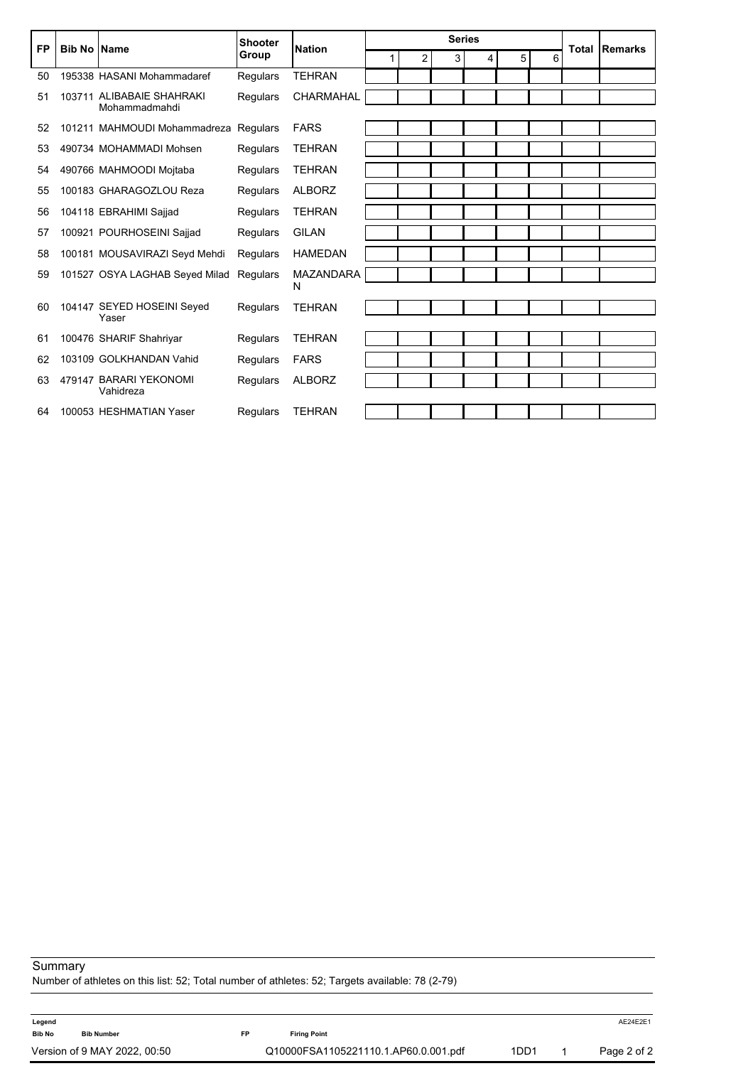| FP | Bib No | Name | Shooter Group | Nation | Series | | | | | | Total | Remarks |
|---|---|---|---|---|---|---|---|---|---|---|---|---|
| | | | | | 1 | 2 | 3 | 4 | 5 | 6 | | |
| 50 | 195338 | HASANI Mohammadaref | Regulars | TEHRAN | | | | | | | | |
| 51 | 103711 | ALIBABAIE SHAHRAKI Mohammadmahdi | Regulars | CHARMAHAL | | | | | | | | |
| 52 | 101211 | MAHMOUDI Mohammadreza | Regulars | FARS | | | | | | | | |
| 53 | 490734 | MOHAMMADI Mohsen | Regulars | TEHRAN | | | | | | | | |
| 54 | 490766 | MAHMOODI Mojtaba | Regulars | TEHRAN | | | | | | | | |
| 55 | 100183 | GHARAGOZLOU Reza | Regulars | ALBORZ | | | | | | | | |
| 56 | 104118 | EBRAHIMI Sajjad | Regulars | TEHRAN | | | | | | | | |
| 57 | 100921 | POURHOSEINI Sajjad | Regulars | GILAN | | | | | | | | |
| 58 | 100181 | MOUSAVIRAZI Seyd Mehdi | Regulars | HAMEDAN | | | | | | | | |
| 59 | 101527 | OSYA LAGHAB Seyed Milad | Regulars | MAZANDARAN | | | | | | | | |
| 60 | 104147 | SEYED HOSEINI Seyed Yaser | Regulars | TEHRAN | | | | | | | | |
| 61 | 100476 | SHARIF Shahriyar | Regulars | TEHRAN | | | | | | | | |
| 62 | 103109 | GOLKHANDAN Vahid | Regulars | FARS | | | | | | | | |
| 63 | 479147 | BARARI YEKONOMI Vahidreza | Regulars | ALBORZ | | | | | | | | |
| 64 | 100053 | HESHMATIAN Yaser | Regulars | TEHRAN | | | | | | | | |

Summary

Number of athletes on this list: 52; Total number of athletes: 52; Targets available: 78 (2-79)

**Legend**

| | |
|---|---|
| Bib No | Bib Number |
| FP | Firing Point |

AE24E2E1

Version of 9 MAY 2022, 00:50 Q10000FSA1105221110.1.AP60.0.001.pdf 1DD1 1